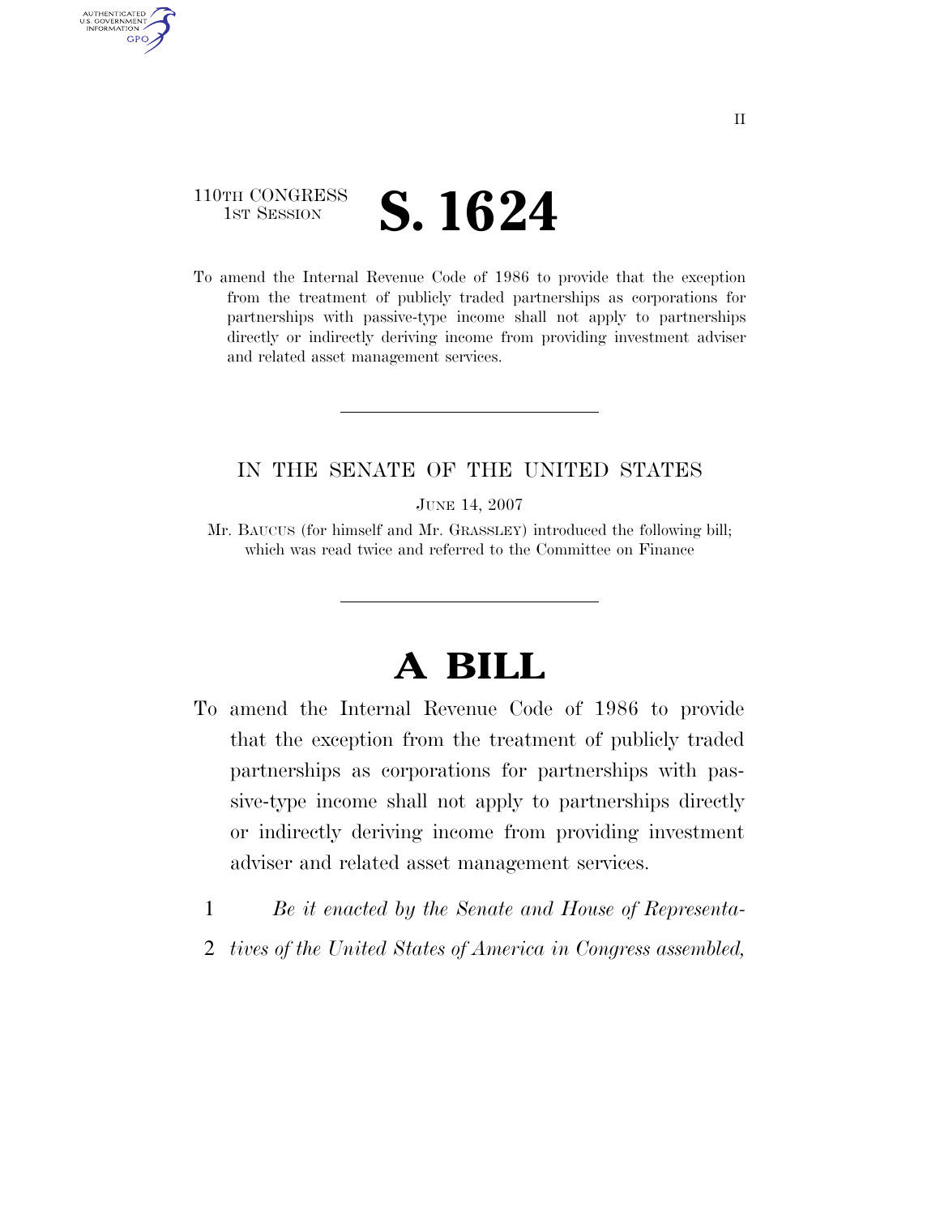110TH CONGRESS
1ST SESSION

# S. 1624

To amend the Internal Revenue Code of 1986 to provide that the exception from the treatment of publicly traded partnerships as corporations for partnerships with passive-type income shall not apply to partnerships directly or indirectly deriving income from providing investment adviser and related asset management services.

IN THE SENATE OF THE UNITED STATES

JUNE 14, 2007

Mr. BAUCUS (for himself and Mr. GRASSLEY) introduced the following bill; which was read twice and referred to the Committee on Finance

# A BILL

To amend the Internal Revenue Code of 1986 to provide that the exception from the treatment of publicly traded partnerships as corporations for partnerships with passive-type income shall not apply to partnerships directly or indirectly deriving income from providing investment adviser and related asset management services.

1 *Be it enacted by the Senate and House of Representa-*
2 *tives of the United States of America in Congress assembled,*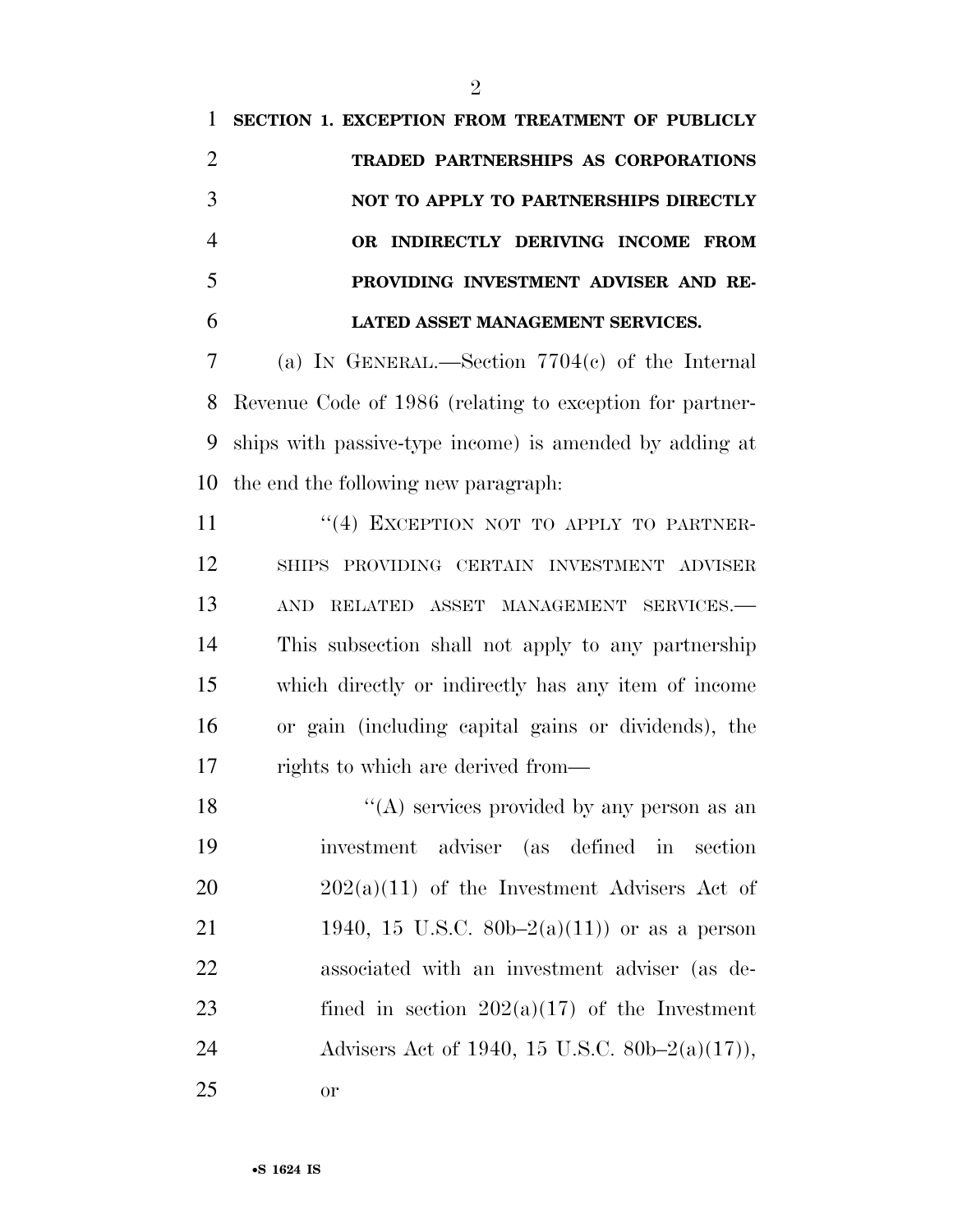**SECTION 1. EXCEPTION FROM TREATMENT OF PUBLICLY TRADED PARTNERSHIPS AS CORPORATIONS NOT TO APPLY TO PARTNERSHIPS DIRECTLY OR INDIRECTLY DERIVING INCOME FROM PROVIDING INVESTMENT ADVISER AND RELATED ASSET MANAGEMENT SERVICES.**

(a) IN GENERAL.—Section 7704(c) of the Internal Revenue Code of 1986 (relating to exception for partnerships with passive-type income) is amended by adding at the end the following new paragraph:

"(4) EXCEPTION NOT TO APPLY TO PARTNERSHIPS PROVIDING CERTAIN INVESTMENT ADVISER AND RELATED ASSET MANAGEMENT SERVICES.—This subsection shall not apply to any partnership which directly or indirectly has any item of income or gain (including capital gains or dividends), the rights to which are derived from—

"(A) services provided by any person as an investment adviser (as defined in section 202(a)(11) of the Investment Advisers Act of 1940, 15 U.S.C. 80b–2(a)(11)) or as a person associated with an investment adviser (as defined in section 202(a)(17) of the Investment Advisers Act of 1940, 15 U.S.C. 80b–2(a)(17)), or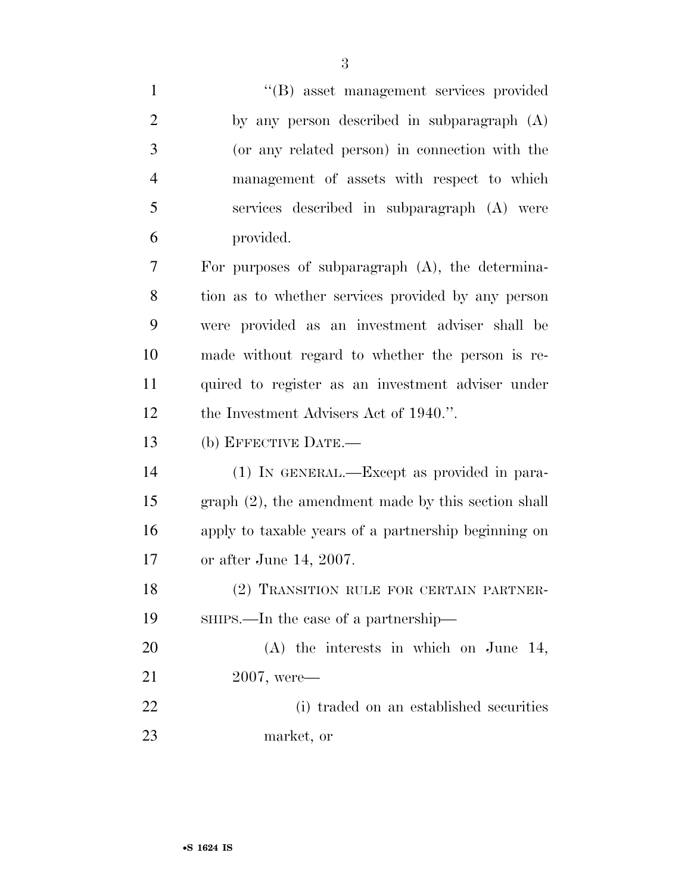"(B) asset management services provided by any person described in subparagraph (A) (or any related person) in connection with the management of assets with respect to which services described in subparagraph (A) were provided.

For purposes of subparagraph (A), the determination as to whether services provided by any person were provided as an investment adviser shall be made without regard to whether the person is required to register as an investment adviser under the Investment Advisers Act of 1940.".

(b) EFFECTIVE DATE.—

(1) IN GENERAL.—Except as provided in paragraph (2), the amendment made by this section shall apply to taxable years of a partnership beginning on or after June 14, 2007.

(2) TRANSITION RULE FOR CERTAIN PARTNERSHIPS.—In the case of a partnership—

(A) the interests in which on June 14, 2007, were—

(i) traded on an established securities market, or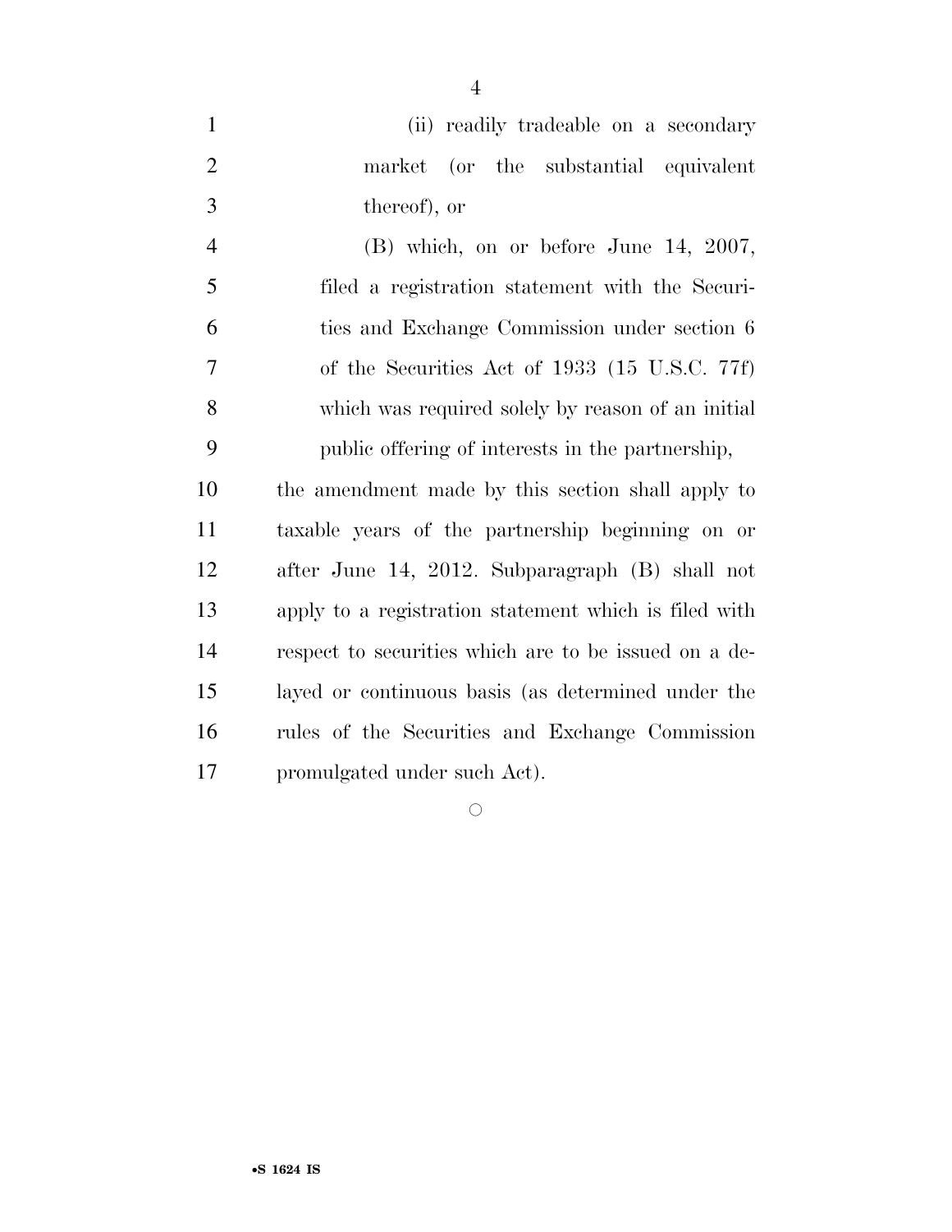(ii) readily tradeable on a secondary market (or the substantial equivalent thereof), or

(B) which, on or before June 14, 2007, filed a registration statement with the Securities and Exchange Commission under section 6 of the Securities Act of 1933 (15 U.S.C. 77f) which was required solely by reason of an initial public offering of interests in the partnership,

the amendment made by this section shall apply to taxable years of the partnership beginning on or after June 14, 2012. Subparagraph (B) shall not apply to a registration statement which is filed with respect to securities which are to be issued on a delayed or continuous basis (as determined under the rules of the Securities and Exchange Commission promulgated under such Act).

○